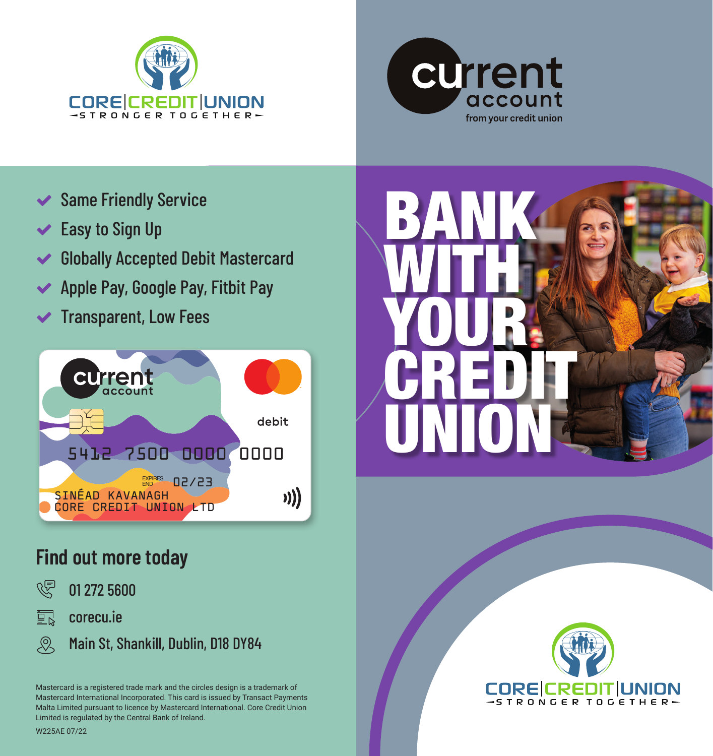CORE | CREDIT | UNION
STRONGER TOGETHER

# current account
from your credit union

- Same Friendly Service
- Easy to Sign Up
- Globally Accepted Debit Mastercard
- Apple Pay, Google Pay, Fitbit Pay
- Transparent, Low Fees

current account

debit

5412 7500 0000 0000

EXPIRES END 02/23

SINÉAD KAVANAGH
CORE CREDIT UNION LTD

# BANK WITH YOUR CREDIT UNION

## Find out more today

- 01 272 5600
- corecu.ie
- Main St, Shankill, Dublin, D18 DY84

Mastercard is a registered trade mark and the circles design is a trademark of Mastercard International Incorporated. This card is issued by Transact Payments Malta Limited pursuant to licence by Mastercard International. Core Credit Union Limited is regulated by the Central Bank of Ireland.

W225AE 07/22

CORE | CREDIT | UNION
STRONGER TOGETHER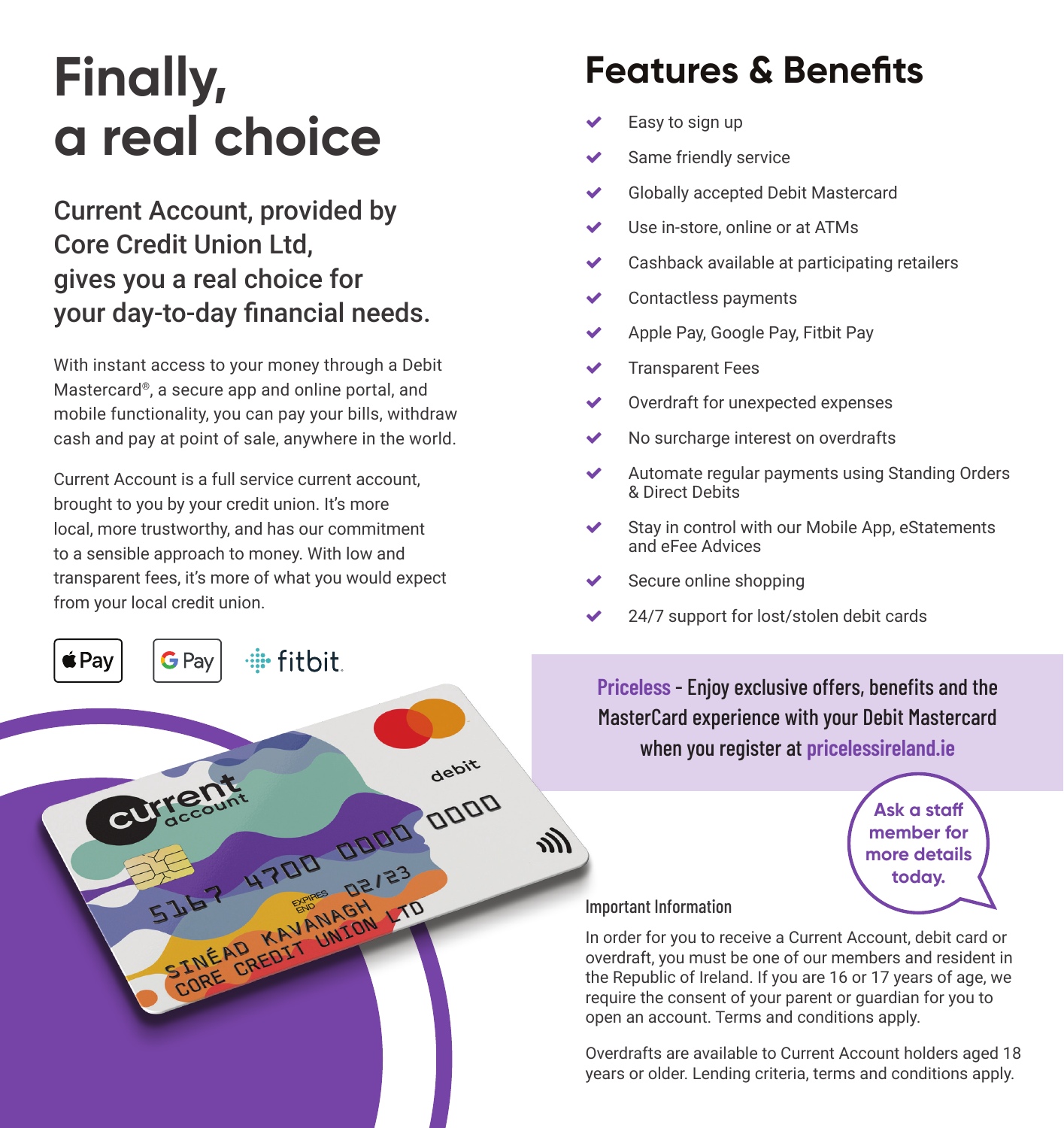# Finally, a real choice

## Current Account, provided by Core Credit Union Ltd, gives you a real choice for your day-to-day financial needs.

With instant access to your money through a Debit Mastercard®, a secure app and online portal, and mobile functionality, you can pay your bills, withdraw cash and pay at point of sale, anywhere in the world.

Current Account is a full service current account, brought to you by your credit union. It's more local, more trustworthy, and has our commitment to a sensible approach to money. With low and transparent fees, it's more of what you would expect from your local credit union.

# Features & Benefits

- Easy to sign up
- Same friendly service
- Globally accepted Debit Mastercard
- Use in-store, online or at ATMs
- Cashback available at participating retailers
- Contactless payments
- Apple Pay, Google Pay, Fitbit Pay
- Transparent Fees
- Overdraft for unexpected expenses
- No surcharge interest on overdrafts
- Automate regular payments using Standing Orders & Direct Debits
- Stay in control with our Mobile App, eStatements and eFee Advices
- Secure online shopping
- 24/7 support for lost/stolen debit cards

**Priceless** - Enjoy exclusive offers, benefits and the MasterCard experience with your Debit Mastercard when you register at **pricelessireland.ie**

**Ask a staff member for more details today.**

### Important Information

In order for you to receive a Current Account, debit card or overdraft, you must be one of our members and resident in the Republic of Ireland. If you are 16 or 17 years of age, we require the consent of your parent or guardian for you to open an account. Terms and conditions apply.

Overdrafts are available to Current Account holders aged 18 years or older. Lending criteria, terms and conditions apply.